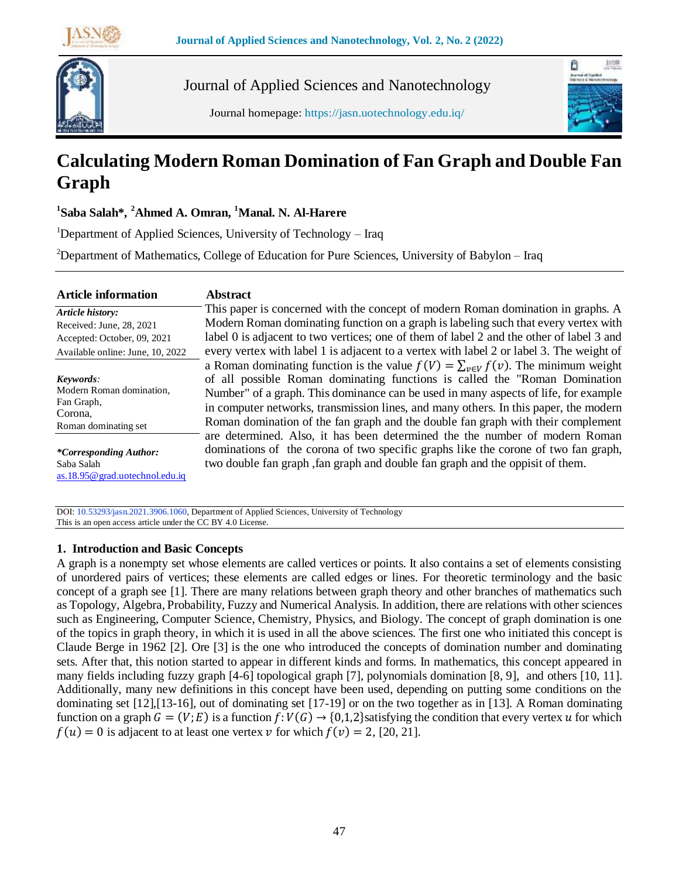Journal of Applied Sciences and Nanotechnology

Journal homepage: https://jasn.uotechnology.edu.iq/

# Calculating Modern Roman Domination of Fan Graph and Double Fan Graph

[1]Saba Salah*, [2]Ahmed A. Omran, [1]Manal. N. Al-Harere

[1]Department of Applied Sciences, University of Technology – Iraq

[2]Department of Mathematics, College of Education for Pure Sciences, University of Babylon – Iraq

**Article information**

*Article history:*
Received: June, 28, 2021
Accepted: October, 09, 2021
Available online: June, 10, 2022

*Keywords:*
Modern Roman domination,
Fan Graph,
Corona,
Roman dominating set

***Corresponding Author:***
Saba Salah
as.18.95@grad.uotechnol.edu.iq

**Abstract**

This paper is concerned with the concept of modern Roman domination in graphs. A Modern Roman dominating function on a graph is labeling such that every vertex with label 0 is adjacent to two vertices; one of them of label 2 and the other of label 3 and every vertex with label 1 is adjacent to a vertex with label 2 or label 3. The weight of a Roman dominating function is the value $f(V) = \sum_{v \in V} f(v)$. The minimum weight of all possible Roman dominating functions is called the "Roman Domination Number" of a graph. This dominance can be used in many aspects of life, for example in computer networks, transmission lines, and many others. In this paper, the modern Roman domination of the fan graph and the double fan graph with their complement are determined. Also, it has been determined the the number of modern Roman dominations of the corona of two specific graphs like the corone of two fan graph, two double fan graph ,fan graph and double fan graph and the oppisit of them.

DOI: 10.53293/jasn.2021.3906.1060, Department of Applied Sciences, University of Technology
This is an open access article under the CC BY 4.0 License.

## 1. Introduction and Basic Concepts

A graph is a nonempty set whose elements are called vertices or points. It also contains a set of elements consisting of unordered pairs of vertices; these elements are called edges or lines. For theoretic terminology and the basic concept of a graph see [1]. There are many relations between graph theory and other branches of mathematics such as Topology, Algebra, Probability, Fuzzy and Numerical Analysis. In addition, there are relations with other sciences such as Engineering, Computer Science, Chemistry, Physics, and Biology. The concept of graph domination is one of the topics in graph theory, in which it is used in all the above sciences. The first one who initiated this concept is Claude Berge in 1962 [2]. Ore [3] is the one who introduced the concepts of domination number and dominating sets. After that, this notion started to appear in different kinds and forms. In mathematics, this concept appeared in many fields including fuzzy graph [4-6] topological graph [7], polynomials domination [8, 9], and others [10, 11]. Additionally, many new definitions in this concept have been used, depending on putting some conditions on the dominating set [12],[13-16], out of dominating set [17-19] or on the two together as in [13]. A Roman dominating function on a graph $G = (V; E)$ is a function $f: V(G) \rightarrow \{0,1,2\}$satisfying the condition that every vertex $u$ for which $f(u) = 0$ is adjacent to at least one vertex $v$ for which $f(v) = 2$, [20, 21].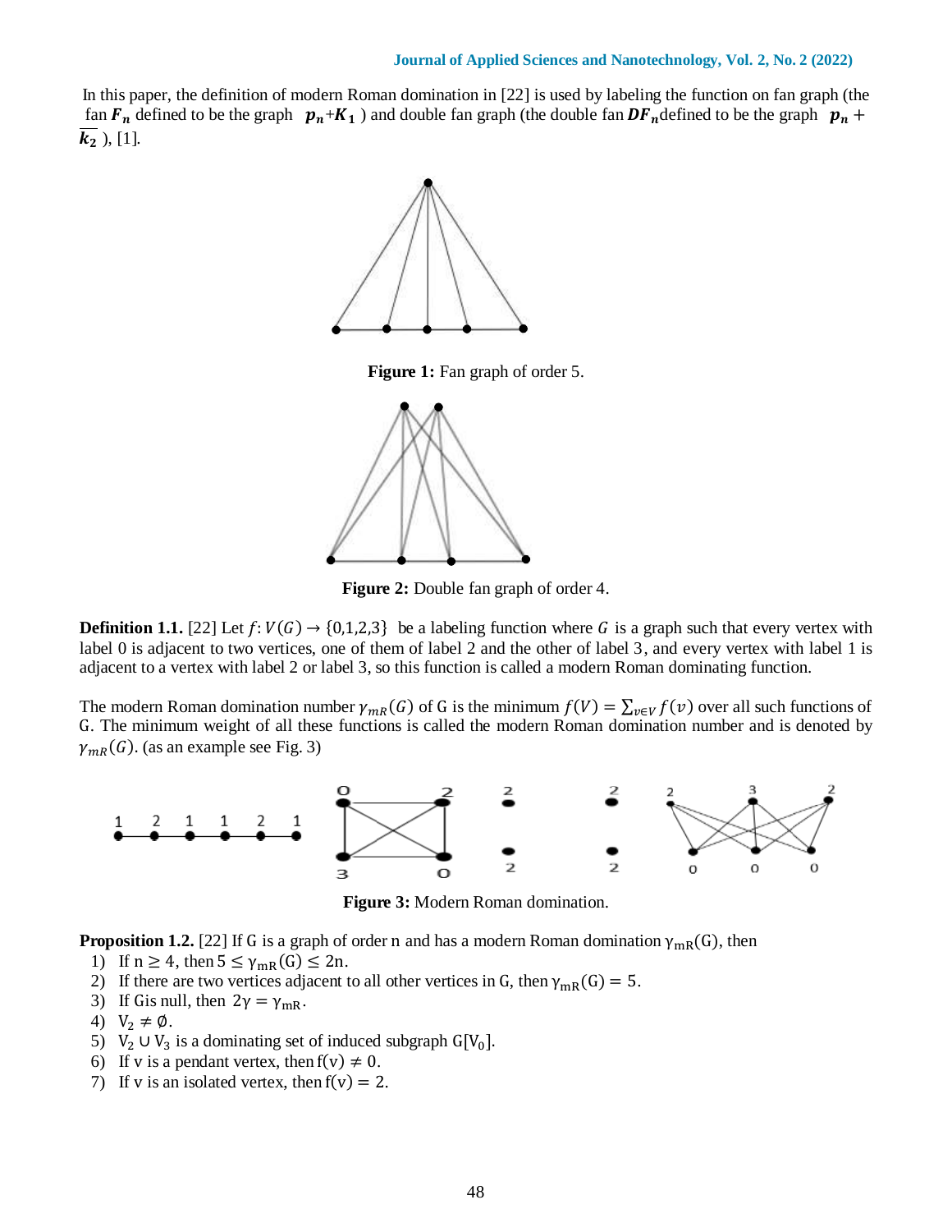In this paper, the definition of modern Roman domination in [22] is used by labeling the function on fan graph (the fan $F_n$ defined to be the graph $p_n + K_1$ ) and double fan graph (the double fan $DF_n$ defined to be the graph $p_n + \overline{k_2}$ ), [1].

**Figure 1:** Fan graph of order 5.

**Figure 2:** Double fan graph of order 4.

**Definition 1.1.** [22] Let $f: V(G) \to \{0,1,2,3\}$ be a labeling function where $G$ is a graph such that every vertex with label 0 is adjacent to two vertices, one of them of label 2 and the other of label 3, and every vertex with label 1 is adjacent to a vertex with label 2 or label 3, so this function is called a modern Roman dominating function.

The modern Roman domination number $\gamma_{mR}(G)$ of G is the minimum $f(V) = \sum_{v \in V} f(v)$ over all such functions of G. The minimum weight of all these functions is called the modern Roman domination number and is denoted by $\gamma_{mR}(G)$. (as an example see Fig. 3)

**Figure 3:** Modern Roman domination.

**Proposition 1.2.** [22] If G is a graph of order n and has a modern Roman domination $\gamma_{mR}(G)$, then

1) If $n \geq 4$, then $5 \leq \gamma_{mR}(G) \leq 2n$.
2) If there are two vertices adjacent to all other vertices in G, then $\gamma_{mR}(G) = 5$.
3) If G is null, then $2\gamma = \gamma_{mR}$.
4) $V_2 \neq \emptyset$.
5) $V_2 \cup V_3$ is a dominating set of induced subgraph $G[V_0]$.
6) If v is a pendant vertex, then $f(v) \neq 0$.
7) If v is an isolated vertex, then $f(v) = 2$.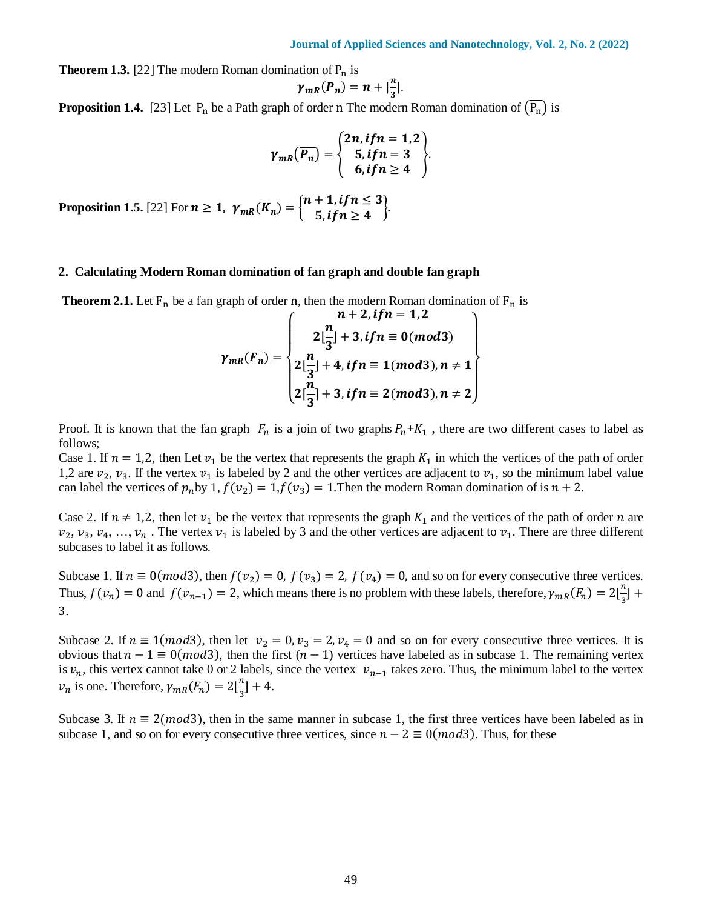**Theorem 1.3.** [22] The modern Roman domination of $P_n$ is

$$\gamma_{mR}(P_n) = n + \lceil \frac{n}{3} \rceil.$$

**Proposition 1.4.** [23] Let $P_n$ be a Path graph of order n The modern Roman domination of $(\overline{P_n})$ is

$$\gamma_{mR}(\overline{P_n}) = \begin{Bmatrix} 2n, if n = 1,2 \\ 5, if n = 3 \\ 6, if n \geq 4 \end{Bmatrix}.$$

**Proposition 1.5.** [22] For $n \geq 1$, $\gamma_{mR}(K_n) = \begin{Bmatrix} n+1, if n \leq 3 \\ 5, if n \geq 4 \end{Bmatrix}$.

## 2. Calculating Modern Roman domination of fan graph and double fan graph

**Theorem 2.1.** Let $F_n$ be a fan graph of order n, then the modern Roman domination of $F_n$ is

$$\gamma_{mR}(F_n) = \begin{Bmatrix} n+2, if n = 1,2 \\ 2\lfloor \frac{n}{3} \rfloor + 3, if n \equiv 0(mod3) \\ 2\lfloor \frac{n}{3} \rfloor + 4, if n \equiv 1(mod3), n \neq 1 \\ 2\lfloor \frac{n}{3} \rfloor + 3, if n \equiv 2(mod3), n \neq 2 \end{Bmatrix}$$

Proof. It is known that the fan graph $F_n$ is a join of two graphs $P_n + K_1$, there are two different cases to label as follows;

Case 1. If $n = 1,2$, then Let $v_1$ be the vertex that represents the graph $K_1$ in which the vertices of the path of order 1,2 are $v_2, v_3$. If the vertex $v_1$ is labeled by 2 and the other vertices are adjacent to $v_1$, so the minimum label value can label the vertices of $p_n$ by 1, $f(v_2) = 1$, $f(v_3) = 1$. Then the modern Roman domination of is $n + 2$.

Case 2. If $n \neq 1,2$, then let $v_1$ be the vertex that represents the graph $K_1$ and the vertices of the path of order $n$ are $v_2, v_3, v_4, \ldots, v_n$. The vertex $v_1$ is labeled by 3 and the other vertices are adjacent to $v_1$. There are three different subcases to label it as follows.

Subcase 1. If $n \equiv 0(mod3)$, then $f(v_2) = 0$, $f(v_3) = 2$, $f(v_4) = 0$, and so on for every consecutive three vertices. Thus, $f(v_n) = 0$ and $f(v_{n-1}) = 2$, which means there is no problem with these labels, therefore, $\gamma_{mR}(F_n) = 2\lfloor \frac{n}{3} \rfloor + 3$.

Subcase 2. If $n \equiv 1(mod3)$, then let $v_2 = 0, v_3 = 2, v_4 = 0$ and so on for every consecutive three vertices. It is obvious that $n - 1 \equiv 0(mod3)$, then the first $(n-1)$ vertices have labeled as in subcase 1. The remaining vertex is $v_n$, this vertex cannot take 0 or 2 labels, since the vertex $v_{n-1}$ takes zero. Thus, the minimum label to the vertex $v_n$ is one. Therefore, $\gamma_{mR}(F_n) = 2\lfloor \frac{n}{3} \rfloor + 4$.

Subcase 3. If $n \equiv 2(mod3)$, then in the same manner in subcase 1, the first three vertices have been labeled as in subcase 1, and so on for every consecutive three vertices, since $n - 2 \equiv 0(mod3)$. Thus, for these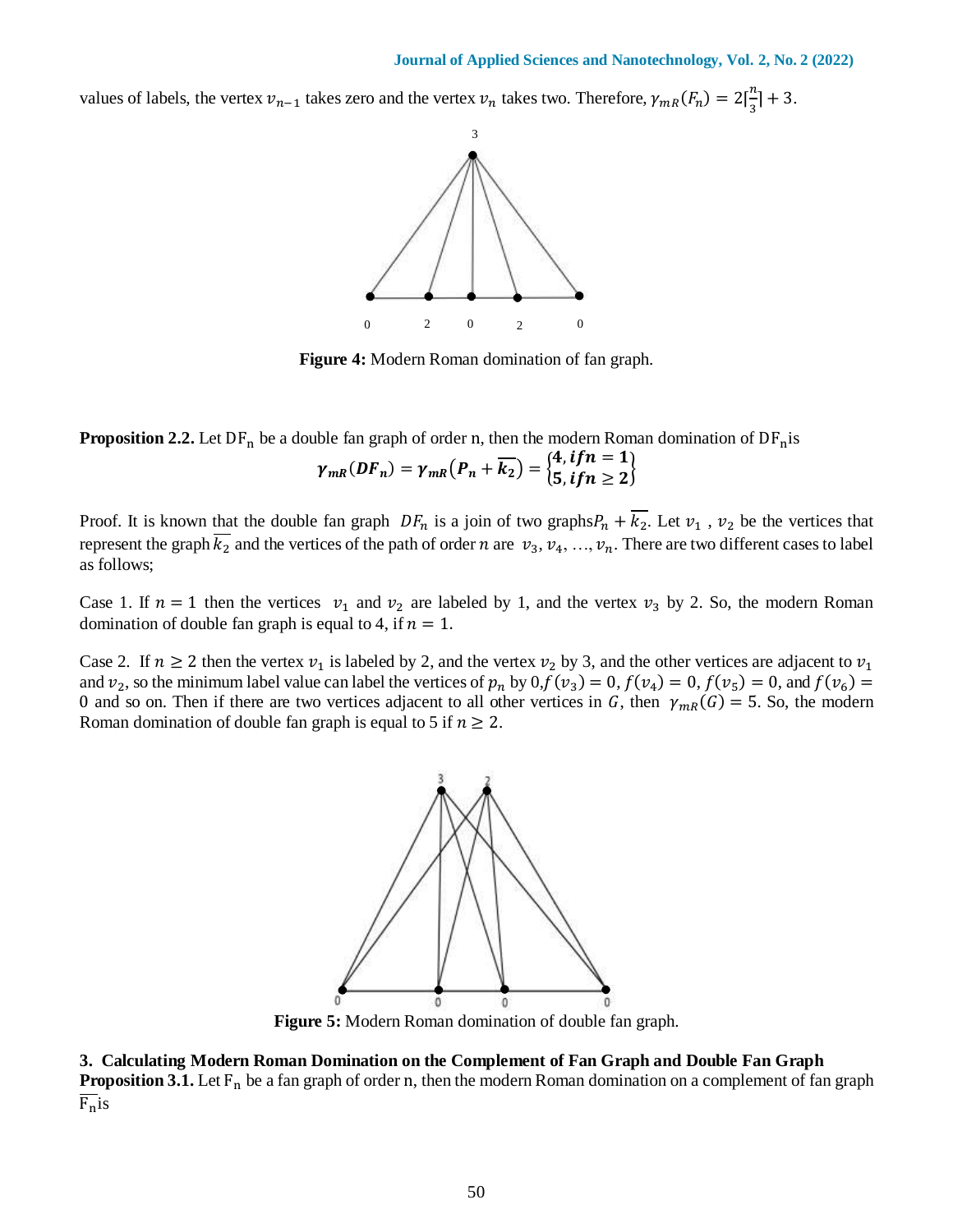values of labels, the vertex $v_{n-1}$ takes zero and the vertex $v_n$ takes two. Therefore, $\gamma_{mR}(F_n) = 2\lceil\frac{n}{3}\rceil + 3$.

**Figure 4:** Modern Roman domination of fan graph.

**Proposition 2.2.** Let $\mathrm{DF_n}$ be a double fan graph of order n, then the modern Roman domination of $\mathrm{DF_n}$ is

$$\boldsymbol{\gamma_{mR}(DF_n) = \gamma_{mR}(P_n + \overline{k_2}) = \begin{Bmatrix} 4, if n = 1 \\ 5, if n \geq 2 \end{Bmatrix}}$$

Proof. It is known that the double fan graph $DF_n$ is a join of two graphs $P_n + \overline{k_2}$. Let $v_1$ , $v_2$ be the vertices that represent the graph $\overline{k_2}$ and the vertices of the path of order $n$ are $v_3, v_4, \ldots, v_n$. There are two different cases to label as follows;

Case 1. If $n = 1$ then the vertices $v_1$ and $v_2$ are labeled by 1, and the vertex $v_3$ by 2. So, the modern Roman domination of double fan graph is equal to 4, if $n = 1$.

Case 2. If $n \geq 2$ then the vertex $v_1$ is labeled by 2, and the vertex $v_2$ by 3, and the other vertices are adjacent to $v_1$ and $v_2$, so the minimum label value can label the vertices of $p_n$ by 0, $f(v_3) = 0$, $f(v_4) = 0$, $f(v_5) = 0$, and $f(v_6) = 0$ and so on. Then if there are two vertices adjacent to all other vertices in $G$, then $\gamma_{mR}(G) = 5$. So, the modern Roman domination of double fan graph is equal to 5 if $n \geq 2$.

**Figure 5:** Modern Roman domination of double fan graph.

## 3. Calculating Modern Roman Domination on the Complement of Fan Graph and Double Fan Graph

**Proposition 3.1.** Let $\mathrm{F_n}$ be a fan graph of order n, then the modern Roman domination on a complement of fan graph $\overline{\mathrm{F_n}}$ is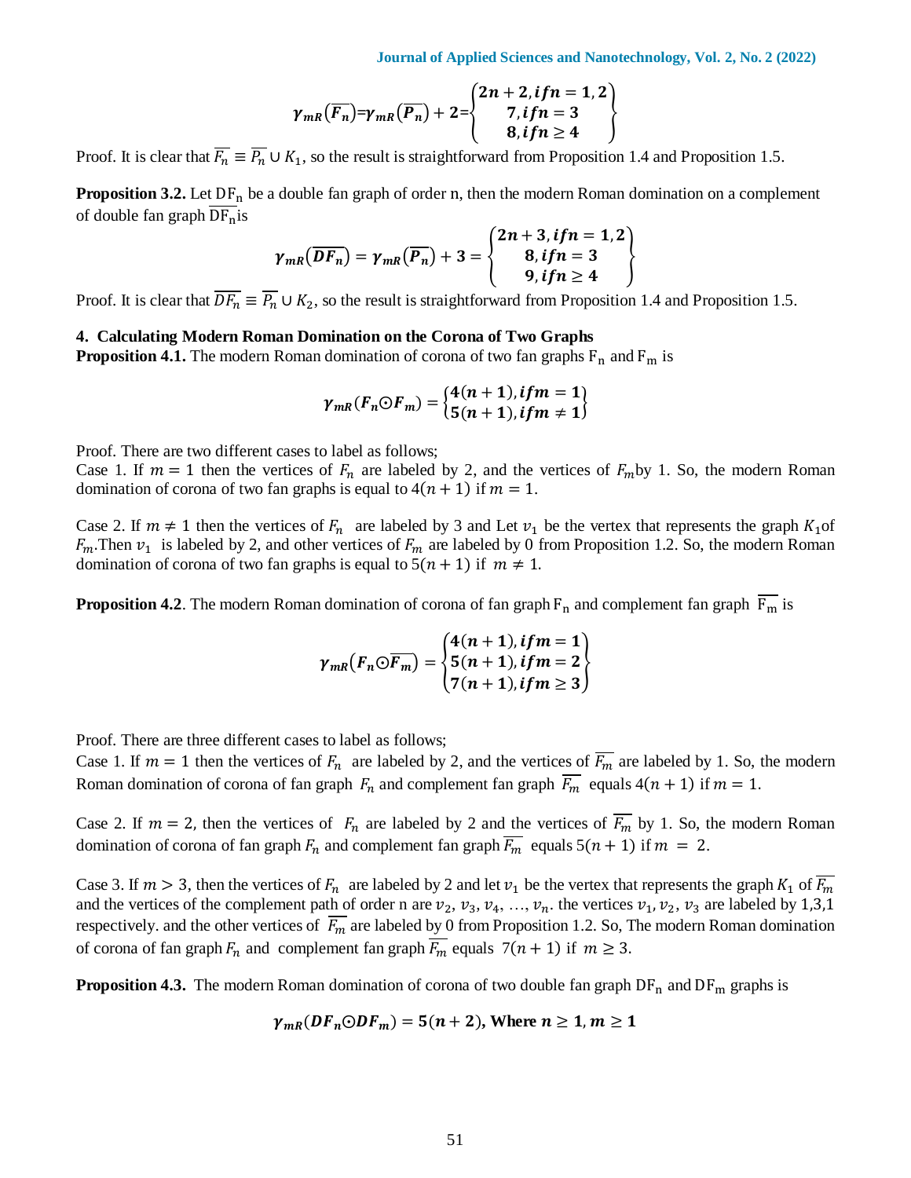$$\gamma_{mR}(\overline{F_n})=\gamma_{mR}(\overline{P_n})+2=\begin{Bmatrix} 2n+2, if n=1,2 \\ 7, if n=3 \\ 8, if n \geq 4 \end{Bmatrix}$$

Proof. It is clear that $\overline{F_n} \equiv \overline{P_n} \cup K_1$, so the result is straightforward from Proposition 1.4 and Proposition 1.5.

**Proposition 3.2.** Let $\mathrm{DF_n}$ be a double fan graph of order n, then the modern Roman domination on a complement of double fan graph $\overline{\mathrm{DF_n}}$is

$$\gamma_{mR}(\overline{DF_n})=\gamma_{mR}(\overline{P_n})+3=\begin{Bmatrix} 2n+3, if n=1,2 \\ 8, if n=3 \\ 9, if n \geq 4 \end{Bmatrix}$$

Proof. It is clear that $\overline{DF_n} \equiv \overline{P_n} \cup K_2$, so the result is straightforward from Proposition 1.4 and Proposition 1.5.

## 4. Calculating Modern Roman Domination on the Corona of Two Graphs

**Proposition 4.1.** The modern Roman domination of corona of two fan graphs $\mathrm{F_n}$ and $\mathrm{F_m}$ is

$$\gamma_{mR}(F_n \odot F_m)=\begin{Bmatrix} 4(n+1), if m=1 \\ 5(n+1), if m \neq 1 \end{Bmatrix}$$

Proof. There are two different cases to label as follows;

Case 1. If $m=1$ then the vertices of $F_n$ are labeled by 2, and the vertices of $F_m$by 1. So, the modern Roman domination of corona of two fan graphs is equal to $4(n+1)$ if $m=1$.

Case 2. If $m \neq 1$ then the vertices of $F_n$ are labeled by 3 and Let $v_1$ be the vertex that represents the graph $K_1$of $F_m$.Then $v_1$ is labeled by 2, and other vertices of $F_m$ are labeled by 0 from Proposition 1.2. So, the modern Roman domination of corona of two fan graphs is equal to $5(n+1)$ if $m \neq 1$.

**Proposition 4.2**. The modern Roman domination of corona of fan graph $\mathrm{F_n}$ and complement fan graph $\overline{\mathrm{F_m}}$ is

$$\gamma_{mR}(F_n \odot \overline{F_m})=\begin{Bmatrix} 4(n+1), if m=1 \\ 5(n+1), if m=2 \\ 7(n+1), if m \geq 3 \end{Bmatrix}$$

Proof. There are three different cases to label as follows;

Case 1. If $m=1$ then the vertices of $F_n$ are labeled by 2, and the vertices of $\overline{F_m}$ are labeled by 1. So, the modern Roman domination of corona of fan graph $F_n$ and complement fan graph $\overline{F_m}$ equals $4(n+1)$ if $m=1$.

Case 2. If $m=2$, then the vertices of $F_n$ are labeled by 2 and the vertices of $\overline{F_m}$ by 1. So, the modern Roman domination of corona of fan graph $F_n$ and complement fan graph $\overline{F_m}$ equals $5(n+1)$ if $m = 2$.

Case 3. If $m>3$, then the vertices of $F_n$ are labeled by 2 and let $v_1$ be the vertex that represents the graph $K_1$ of $\overline{F_m}$ and the vertices of the complement path of order n are $v_2, v_3, v_4, \ldots, v_n$. the vertices $v_1, v_2, v_3$ are labeled by 1,3,1 respectively. and the other vertices of $\overline{F_m}$ are labeled by 0 from Proposition 1.2. So, The modern Roman domination of corona of fan graph $F_n$ and complement fan graph $\overline{F_m}$ equals $7(n+1)$ if $m \geq 3$.

**Proposition 4.3.** The modern Roman domination of corona of two double fan graph $\mathrm{DF_n}$ and $\mathrm{DF_m}$ graphs is

$$\gamma_{mR}(DF_n \odot DF_m)=5(n+2), \text{ Where } n \geq 1, m \geq 1$$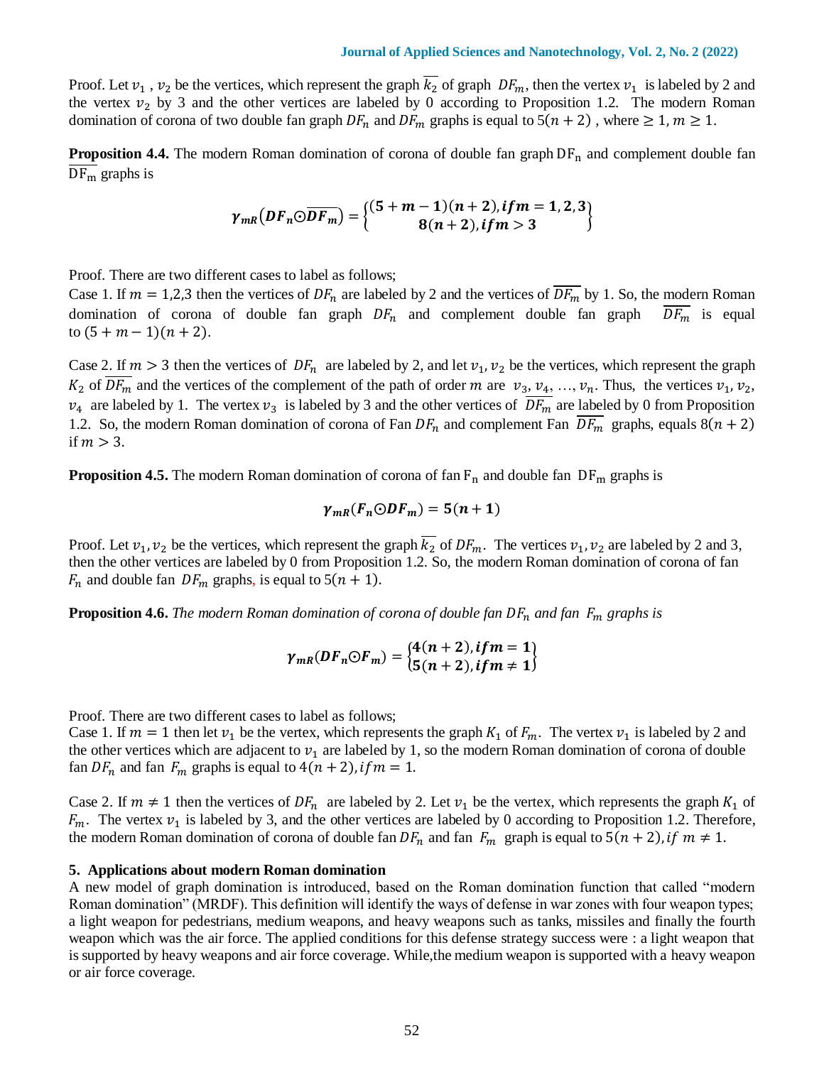Proof. Let $v_1$ , $v_2$ be the vertices, which represent the graph $\overline{k_2}$ of graph $DF_m$, then the vertex $v_1$ is labeled by 2 and the vertex $v_2$ by 3 and the other vertices are labeled by 0 according to Proposition 1.2. The modern Roman domination of corona of two double fan graph $DF_n$ and $DF_m$ graphs is equal to $5(n+2)$ , where $\geq 1, m \geq 1$.

**Proposition 4.4.** The modern Roman domination of corona of double fan graph $\mathrm{DF_n}$ and complement double fan $\overline{\mathrm{DF_m}}$ graphs is

$$\gamma_{mR}\left(DF_n \odot \overline{DF_m}\right) = \begin{Bmatrix} (5+m-1)(n+2), if m = 1,2,3 \\ 8(n+2), if m > 3 \end{Bmatrix}$$

Proof. There are two different cases to label as follows;
Case 1. If $m = 1,2,3$ then the vertices of $DF_n$ are labeled by 2 and the vertices of $\overline{DF_m}$ by 1. So, the modern Roman domination of corona of double fan graph $DF_n$ and complement double fan graph $\overline{DF_m}$ is equal to $(5+m-1)(n+2)$.

Case 2. If $m > 3$ then the vertices of $DF_n$ are labeled by 2, and let $v_1, v_2$ be the vertices, which represent the graph $K_2$ of $\overline{DF_m}$ and the vertices of the complement of the path of order $m$ are $v_3, v_4, \ldots, v_n$. Thus, the vertices $v_1, v_2$, $v_4$ are labeled by 1. The vertex $v_3$ is labeled by 3 and the other vertices of $\overline{DF_m}$ are labeled by 0 from Proposition 1.2. So, the modern Roman domination of corona of Fan $DF_n$ and complement Fan $\overline{DF_m}$ graphs, equals $8(n+2)$ if $m > 3$.

**Proposition 4.5.** The modern Roman domination of corona of fan $\mathrm{F_n}$ and double fan $\mathrm{DF_m}$ graphs is

$$\gamma_{mR}(F_n \odot DF_m) = 5(n+1)$$

Proof. Let $v_1, v_2$ be the vertices, which represent the graph $\overline{k_2}$ of $DF_m$. The vertices $v_1, v_2$ are labeled by 2 and 3, then the other vertices are labeled by 0 from Proposition 1.2. So, the modern Roman domination of corona of fan $F_n$ and double fan $DF_m$ graphs, is equal to $5(n+1)$.

**Proposition 4.6.** *The modern Roman domination of corona of double fan $DF_n$ and fan $F_m$ graphs is*

$$\gamma_{mR}(DF_n \odot F_m) = \begin{Bmatrix} 4(n+2), if m = 1 \\ 5(n+2), if m \neq 1 \end{Bmatrix}$$

Proof. There are two different cases to label as follows;
Case 1. If $m = 1$ then let $v_1$ be the vertex, which represents the graph $K_1$ of $F_m$. The vertex $v_1$ is labeled by 2 and the other vertices which are adjacent to $v_1$ are labeled by 1, so the modern Roman domination of corona of double fan $DF_n$ and fan $F_m$ graphs is equal to $4(n+2), if m = 1$.

Case 2. If $m \neq 1$ then the vertices of $DF_n$ are labeled by 2. Let $v_1$ be the vertex, which represents the graph $K_1$ of $F_m$. The vertex $v_1$ is labeled by 3, and the other vertices are labeled by 0 according to Proposition 1.2. Therefore, the modern Roman domination of corona of double fan $DF_n$ and fan $F_m$ graph is equal to $5(n+2), if\ m \neq 1$.

## 5. Applications about modern Roman domination

A new model of graph domination is introduced, based on the Roman domination function that called "modern Roman domination" (MRDF). This definition will identify the ways of defense in war zones with four weapon types; a light weapon for pedestrians, medium weapons, and heavy weapons such as tanks, missiles and finally the fourth weapon which was the air force. The applied conditions for this defense strategy success were : a light weapon that is supported by heavy weapons and air force coverage. While,the medium weapon is supported with a heavy weapon or air force coverage.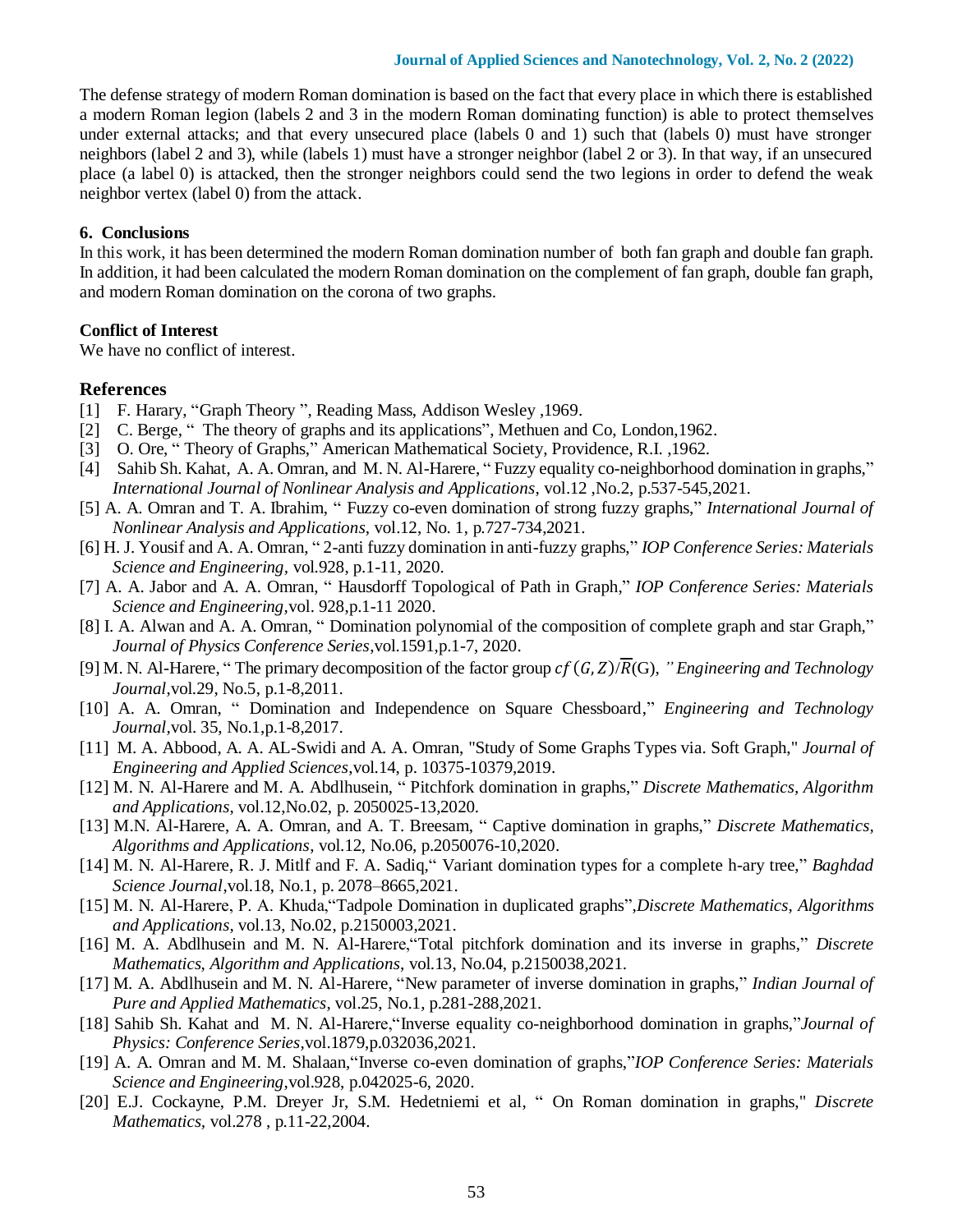The defense strategy of modern Roman domination is based on the fact that every place in which there is established a modern Roman legion (labels 2 and 3 in the modern Roman dominating function) is able to protect themselves under external attacks; and that every unsecured place (labels 0 and 1) such that (labels 0) must have stronger neighbors (label 2 and 3), while (labels 1) must have a stronger neighbor (label 2 or 3). In that way, if an unsecured place (a label 0) is attacked, then the stronger neighbors could send the two legions in order to defend the weak neighbor vertex (label 0) from the attack.

## 6. Conclusions

In this work, it has been determined the modern Roman domination number of both fan graph and double fan graph. In addition, it had been calculated the modern Roman domination on the complement of fan graph, double fan graph, and modern Roman domination on the corona of two graphs.

## Conflict of Interest

We have no conflict of interest.

## References

[1] F. Harary, "Graph Theory ", Reading Mass, Addison Wesley ,1969.

[2] C. Berge, " The theory of graphs and its applications", Methuen and Co, London,1962.

[3] O. Ore, " Theory of Graphs," American Mathematical Society, Providence, R.I. ,1962.

[4] Sahib Sh. Kahat, A. A. Omran, and M. N. Al-Harere, " Fuzzy equality co-neighborhood domination in graphs," *International Journal of Nonlinear Analysis and Applications*, vol.12 ,No.2, p.537-545,2021.

[5] A. A. Omran and T. A. Ibrahim, " Fuzzy co-even domination of strong fuzzy graphs," *International Journal of Nonlinear Analysis and Applications*, vol.12, No. 1, p.727-734,2021.

[6] H. J. Yousif and A. A. Omran, " 2-anti fuzzy domination in anti-fuzzy graphs," *IOP Conference Series: Materials Science and Engineering*, vol.928, p.1-11, 2020.

[7] A. A. Jabor and A. A. Omran, " Hausdorff Topological of Path in Graph," *IOP Conference Series: Materials Science and Engineering*,vol. 928,p.1-11 2020.

[8] I. A. Alwan and A. A. Omran, " Domination polynomial of the composition of complete graph and star Graph," *Journal of Physics Conference Series*,vol.1591,p.1-7, 2020.

[9] M. N. Al-Harere, " The primary decomposition of the factor group $cf\,(G,Z)/\overline{R}(G)$, *" Engineering and Technology Journal*,vol.29, No.5, p.1-8,2011.

[10] A. A. Omran, " Domination and Independence on Square Chessboard," *Engineering and Technology Journal*,vol. 35, No.1,p.1-8,2017.

[11] M. A. Abbood, A. A. AL-Swidi and A. A. Omran, "Study of Some Graphs Types via. Soft Graph," *Journal of Engineering and Applied Sciences*,vol.14, p. 10375-10379,2019.

[12] M. N. Al-Harere and M. A. Abdlhusein, " Pitchfork domination in graphs," *Discrete Mathematics, Algorithm and Applications*, vol.12,No.02, p. 2050025-13,2020.

[13] M.N. Al-Harere, A. A. Omran, and A. T. Breesam, " Captive domination in graphs," *Discrete Mathematics, Algorithms and Applications*, vol.12, No.06, p.2050076-10,2020.

[14] M. N. Al-Harere, R. J. Mitlf and F. A. Sadiq," Variant domination types for a complete h-ary tree," *Baghdad Science Journal*,vol.18, No.1, p. 2078–8665,2021.

[15] M. N. Al-Harere, P. A. Khuda,"Tadpole Domination in duplicated graphs",*Discrete Mathematics, Algorithms and Applications*, vol.13, No.02, p.2150003,2021.

[16] M. A. Abdlhusein and M. N. Al-Harere,"Total pitchfork domination and its inverse in graphs," *Discrete Mathematics, Algorithm and Applications*, vol.13, No.04, p.2150038,2021.

[17] M. A. Abdlhusein and M. N. Al-Harere, "New parameter of inverse domination in graphs," *Indian Journal of Pure and Applied Mathematics*, vol.25, No.1, p.281-288,2021.

[18] Sahib Sh. Kahat and M. N. Al-Harere,"Inverse equality co-neighborhood domination in graphs,"*Journal of Physics: Conference Series*,vol.1879,p.032036,2021.

[19] A. A. Omran and M. M. Shalaan,"Inverse co-even domination of graphs,"*IOP Conference Series: Materials Science and Engineering*,vol.928, p.042025-6, 2020.

[20] E.J. Cockayne, P.M. Dreyer Jr, S.M. Hedetniemi et al, " On Roman domination in graphs," *Discrete Mathematics,* vol.278 , p.11-22,2004.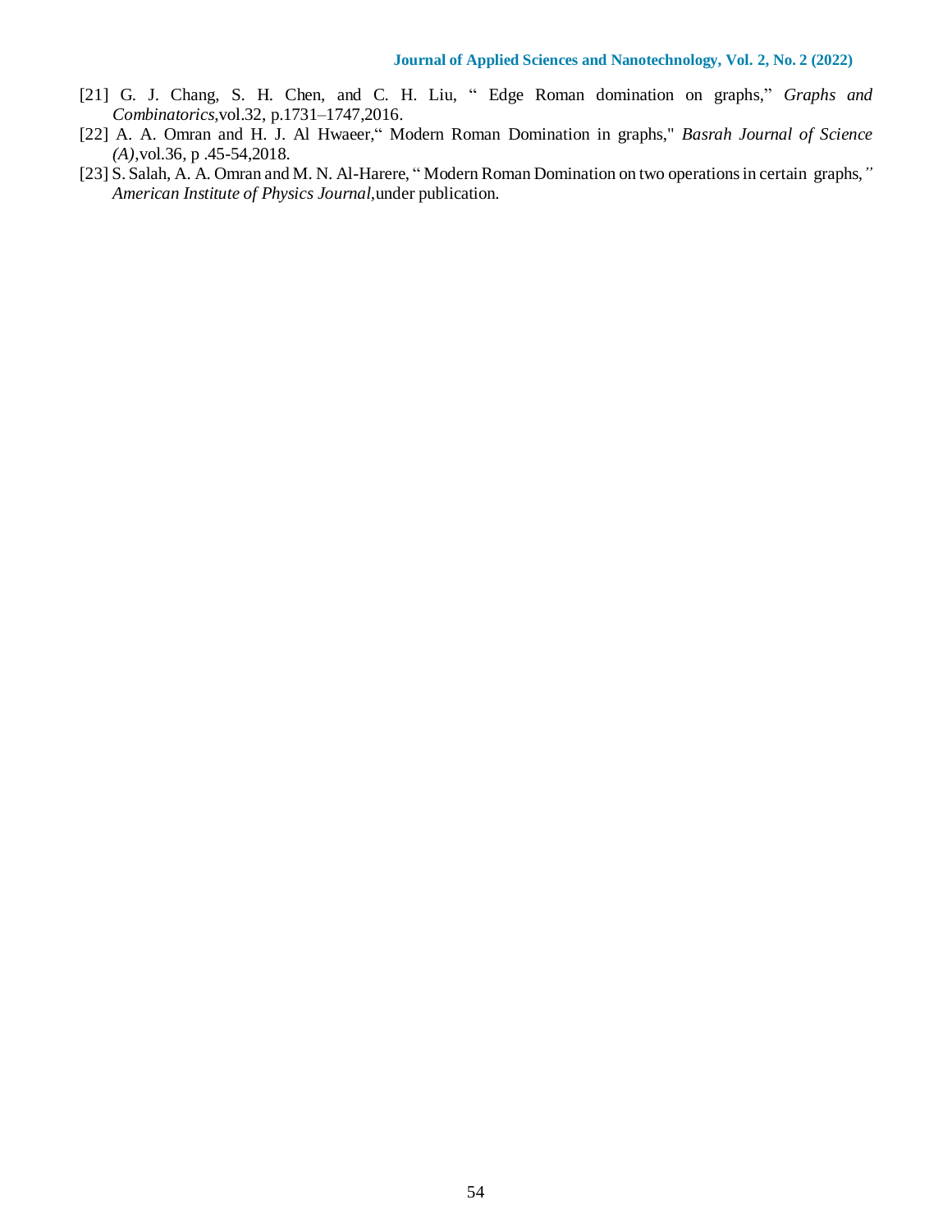[21] G. J. Chang, S. H. Chen, and C. H. Liu, " Edge Roman domination on graphs," *Graphs and Combinatorics*,vol.32, p.1731–1747,2016.

[22] A. A. Omran and H. J. Al Hwaeer," Modern Roman Domination in graphs," *Basrah Journal of Science (A)*,vol.36, p .45-54,2018.

[23] S. Salah, A. A. Omran and M. N. Al-Harere, " Modern Roman Domination on two operations in certain graphs," *American Institute of Physics Journal*,under publication.